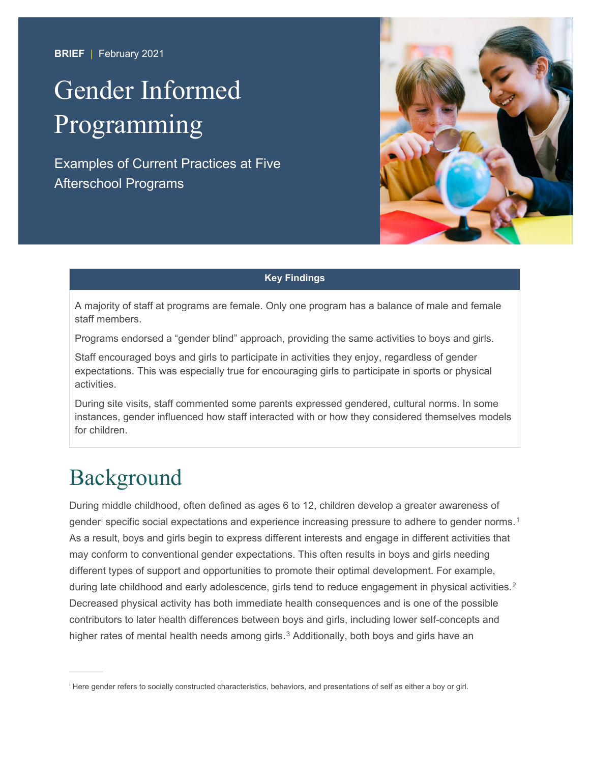**BRIEF** | February 2021

# Gender Informed Programming

Examples of Current Practices at Five Afterschool Programs

**Key Findings**

A majority of staff at programs are female. Only one program has a balance of male and female staff members.

Programs endorsed a "gender blind" approach, providing the same activities to boys and girls.

Staff encouraged boys and girls to participate in activities they enjoy, regardless of gender expectations. This was especially true for encouraging girls to participate in sports or physical activities.

During site visits, staff commented some parents expressed gendered, cultural norms. In some instances, gender influenced how staff interacted with or how they considered themselves models for children.

## Background

During middle childhood, often defined as ages 6 to 12, children develop a greater awareness of gender[i] specific social expectations and experience increasing pressure to adhere to gender norms.[1] As a result, boys and girls begin to express different interests and engage in different activities that may conform to conventional gender expectations. This often results in boys and girls needing different types of support and opportunities to promote their optimal development. For example, during late childhood and early adolescence, girls tend to reduce engagement in physical activities.[2] Decreased physical activity has both immediate health consequences and is one of the possible contributors to later health differences between boys and girls, including lower self-concepts and higher rates of mental health needs among girls.[3] Additionally, both boys and girls have an

[i] Here gender refers to socially constructed characteristics, behaviors, and presentations of self as either a boy or girl.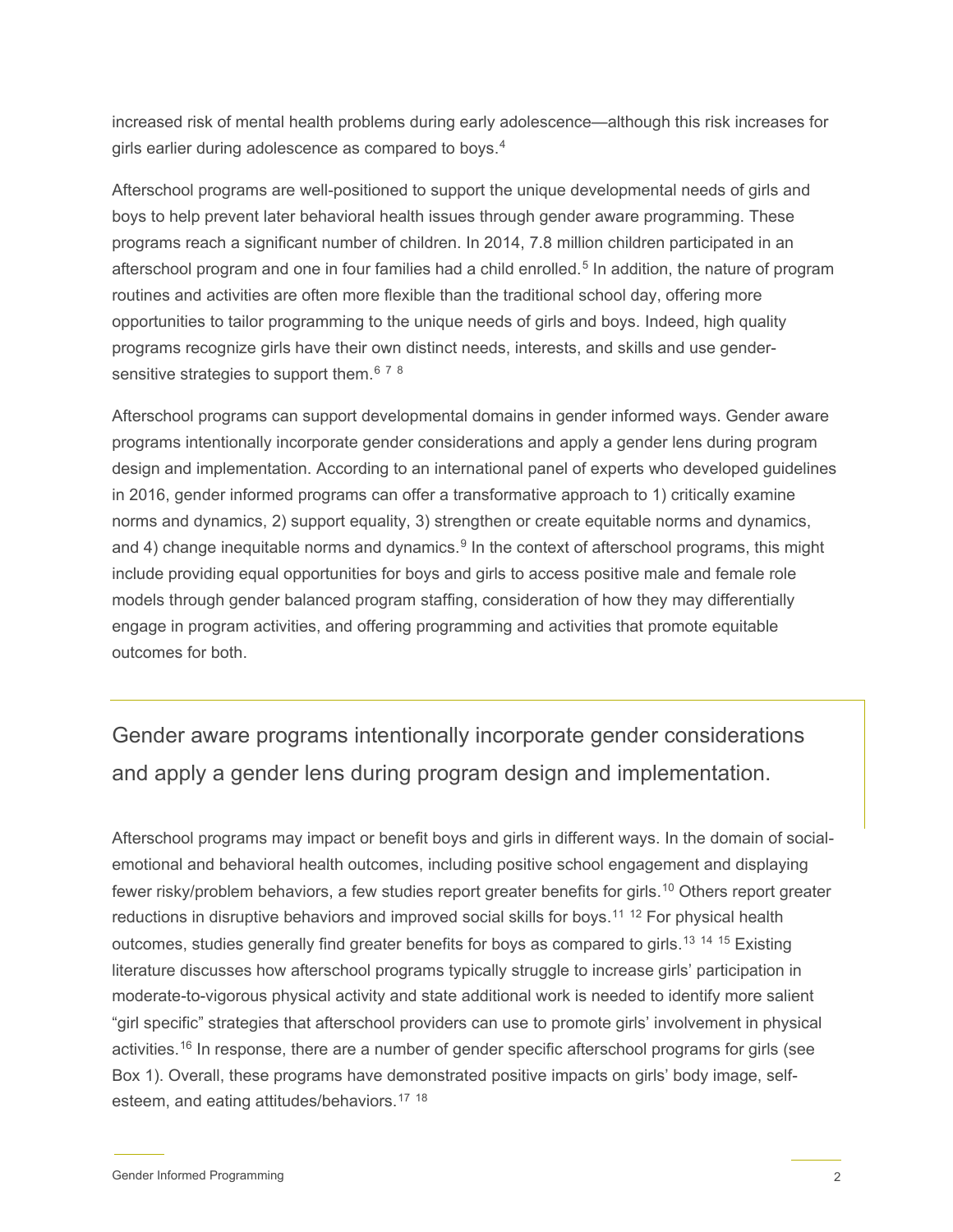increased risk of mental health problems during early adolescence—although this risk increases for girls earlier during adolescence as compared to boys.[4]

Afterschool programs are well-positioned to support the unique developmental needs of girls and boys to help prevent later behavioral health issues through gender aware programming. These programs reach a significant number of children. In 2014, 7.8 million children participated in an afterschool program and one in four families had a child enrolled.[5] In addition, the nature of program routines and activities are often more flexible than the traditional school day, offering more opportunities to tailor programming to the unique needs of girls and boys. Indeed, high quality programs recognize girls have their own distinct needs, interests, and skills and use gender-sensitive strategies to support them.[6] [7] [8]

Afterschool programs can support developmental domains in gender informed ways. Gender aware programs intentionally incorporate gender considerations and apply a gender lens during program design and implementation. According to an international panel of experts who developed guidelines in 2016, gender informed programs can offer a transformative approach to 1) critically examine norms and dynamics, 2) support equality, 3) strengthen or create equitable norms and dynamics, and 4) change inequitable norms and dynamics.[9] In the context of afterschool programs, this might include providing equal opportunities for boys and girls to access positive male and female role models through gender balanced program staffing, consideration of how they may differentially engage in program activities, and offering programming and activities that promote equitable outcomes for both.

> Gender aware programs intentionally incorporate gender considerations and apply a gender lens during program design and implementation.

Afterschool programs may impact or benefit boys and girls in different ways. In the domain of social-emotional and behavioral health outcomes, including positive school engagement and displaying fewer risky/problem behaviors, a few studies report greater benefits for girls.[10] Others report greater reductions in disruptive behaviors and improved social skills for boys.[11] [12] For physical health outcomes, studies generally find greater benefits for boys as compared to girls.[13] [14] [15] Existing literature discusses how afterschool programs typically struggle to increase girls' participation in moderate-to-vigorous physical activity and state additional work is needed to identify more salient "girl specific" strategies that afterschool providers can use to promote girls' involvement in physical activities.[16] In response, there are a number of gender specific afterschool programs for girls (see Box 1). Overall, these programs have demonstrated positive impacts on girls' body image, self-esteem, and eating attitudes/behaviors.[17] [18]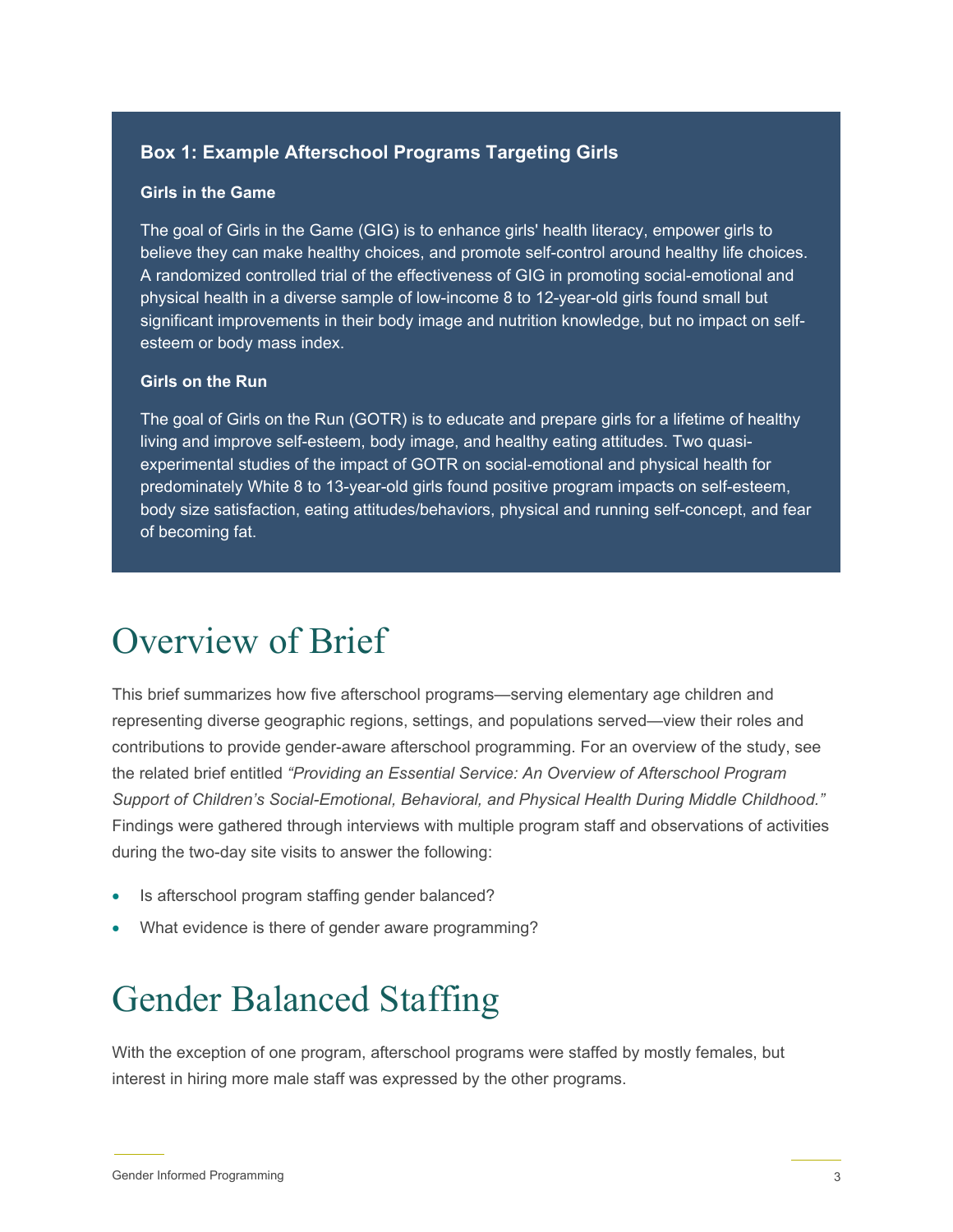### Box 1: Example Afterschool Programs Targeting Girls

**Girls in the Game**

The goal of Girls in the Game (GIG) is to enhance girls' health literacy, empower girls to believe they can make healthy choices, and promote self-control around healthy life choices. A randomized controlled trial of the effectiveness of GIG in promoting social-emotional and physical health in a diverse sample of low-income 8 to 12-year-old girls found small but significant improvements in their body image and nutrition knowledge, but no impact on self-esteem or body mass index.

**Girls on the Run**

The goal of Girls on the Run (GOTR) is to educate and prepare girls for a lifetime of healthy living and improve self-esteem, body image, and healthy eating attitudes. Two quasi-experimental studies of the impact of GOTR on social-emotional and physical health for predominately White 8 to 13-year-old girls found positive program impacts on self-esteem, body size satisfaction, eating attitudes/behaviors, physical and running self-concept, and fear of becoming fat.

# Overview of Brief

This brief summarizes how five afterschool programs—serving elementary age children and representing diverse geographic regions, settings, and populations served—view their roles and contributions to provide gender-aware afterschool programming. For an overview of the study, see the related brief entitled *"Providing an Essential Service: An Overview of Afterschool Program Support of Children's Social-Emotional, Behavioral, and Physical Health During Middle Childhood."* Findings were gathered through interviews with multiple program staff and observations of activities during the two-day site visits to answer the following:

- Is afterschool program staffing gender balanced?
- What evidence is there of gender aware programming?

# Gender Balanced Staffing

With the exception of one program, afterschool programs were staffed by mostly females, but interest in hiring more male staff was expressed by the other programs.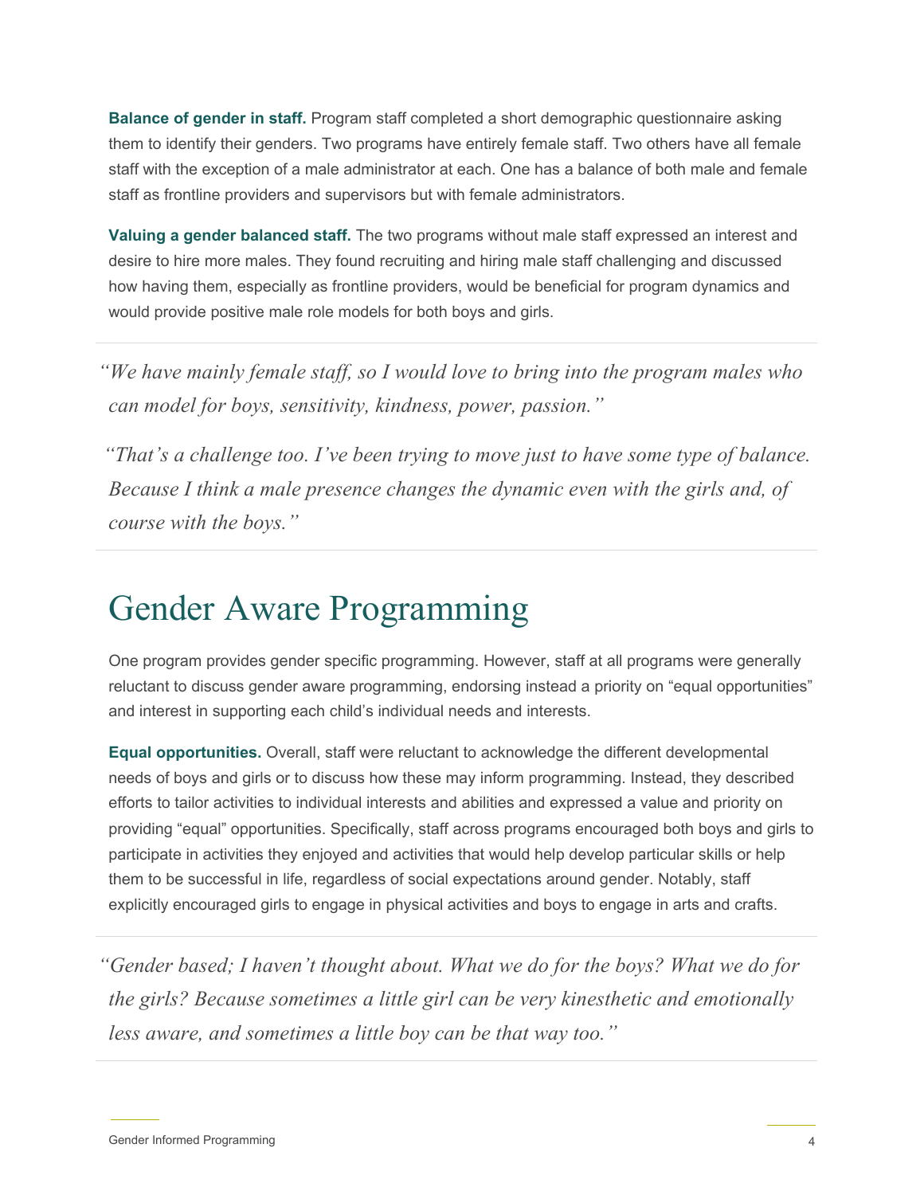**Balance of gender in staff.** Program staff completed a short demographic questionnaire asking them to identify their genders. Two programs have entirely female staff. Two others have all female staff with the exception of a male administrator at each. One has a balance of both male and female staff as frontline providers and supervisors but with female administrators.

**Valuing a gender balanced staff.** The two programs without male staff expressed an interest and desire to hire more males. They found recruiting and hiring male staff challenging and discussed how having them, especially as frontline providers, would be beneficial for program dynamics and would provide positive male role models for both boys and girls.

> *"We have mainly female staff, so I would love to bring into the program males who can model for boys, sensitivity, kindness, power, passion."*
>
> *"That's a challenge too. I've been trying to move just to have some type of balance. Because I think a male presence changes the dynamic even with the girls and, of course with the boys."*

# Gender Aware Programming

One program provides gender specific programming. However, staff at all programs were generally reluctant to discuss gender aware programming, endorsing instead a priority on "equal opportunities" and interest in supporting each child's individual needs and interests.

**Equal opportunities.** Overall, staff were reluctant to acknowledge the different developmental needs of boys and girls or to discuss how these may inform programming. Instead, they described efforts to tailor activities to individual interests and abilities and expressed a value and priority on providing "equal" opportunities. Specifically, staff across programs encouraged both boys and girls to participate in activities they enjoyed and activities that would help develop particular skills or help them to be successful in life, regardless of social expectations around gender. Notably, staff explicitly encouraged girls to engage in physical activities and boys to engage in arts and crafts.

> *"Gender based; I haven't thought about. What we do for the boys? What we do for the girls? Because sometimes a little girl can be very kinesthetic and emotionally less aware, and sometimes a little boy can be that way too."*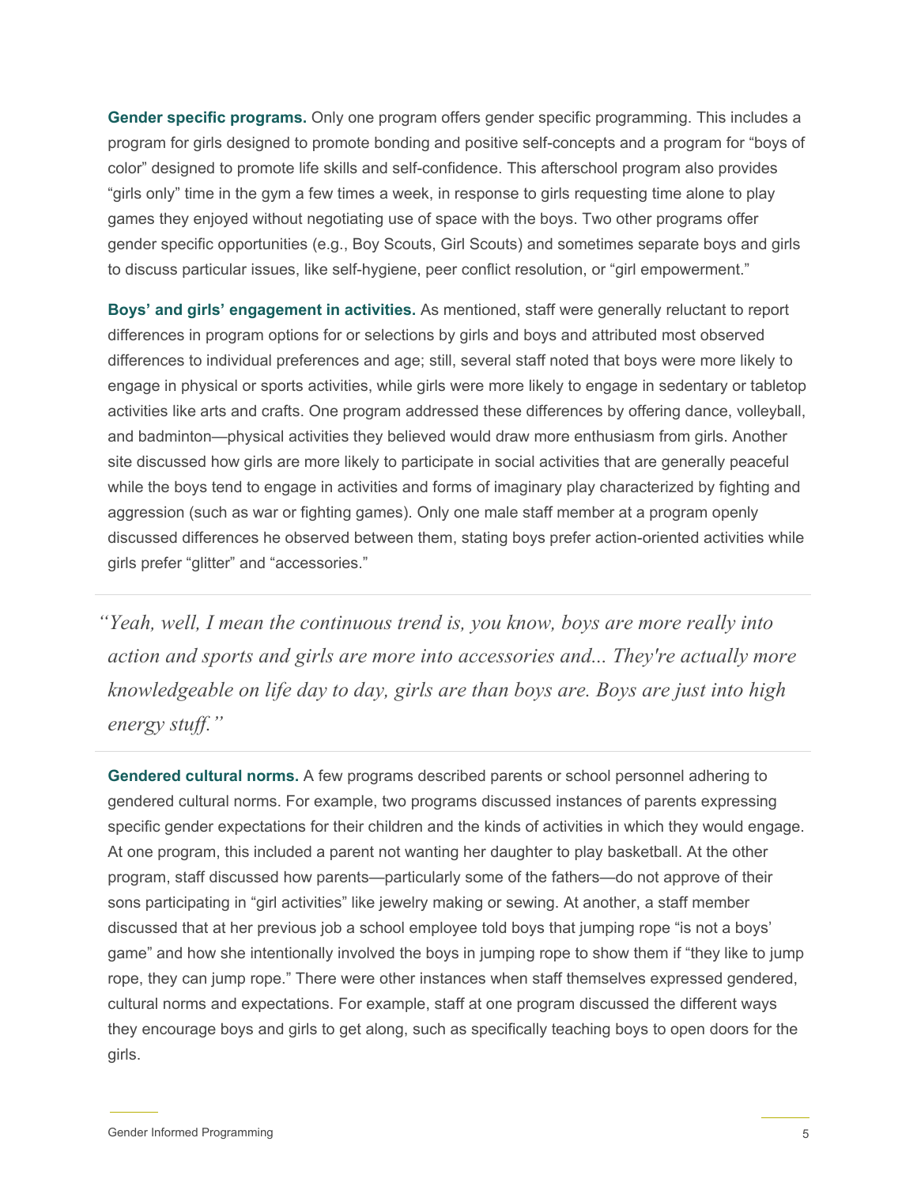**Gender specific programs.** Only one program offers gender specific programming. This includes a program for girls designed to promote bonding and positive self-concepts and a program for "boys of color" designed to promote life skills and self-confidence. This afterschool program also provides "girls only" time in the gym a few times a week, in response to girls requesting time alone to play games they enjoyed without negotiating use of space with the boys. Two other programs offer gender specific opportunities (e.g., Boy Scouts, Girl Scouts) and sometimes separate boys and girls to discuss particular issues, like self-hygiene, peer conflict resolution, or "girl empowerment."

**Boys' and girls' engagement in activities.** As mentioned, staff were generally reluctant to report differences in program options for or selections by girls and boys and attributed most observed differences to individual preferences and age; still, several staff noted that boys were more likely to engage in physical or sports activities, while girls were more likely to engage in sedentary or tabletop activities like arts and crafts. One program addressed these differences by offering dance, volleyball, and badminton—physical activities they believed would draw more enthusiasm from girls. Another site discussed how girls are more likely to participate in social activities that are generally peaceful while the boys tend to engage in activities and forms of imaginary play characterized by fighting and aggression (such as war or fighting games). Only one male staff member at a program openly discussed differences he observed between them, stating boys prefer action-oriented activities while girls prefer "glitter" and "accessories."

> *"Yeah, well, I mean the continuous trend is, you know, boys are more really into action and sports and girls are more into accessories and... They're actually more knowledgeable on life day to day, girls are than boys are. Boys are just into high energy stuff."*

**Gendered cultural norms.** A few programs described parents or school personnel adhering to gendered cultural norms. For example, two programs discussed instances of parents expressing specific gender expectations for their children and the kinds of activities in which they would engage. At one program, this included a parent not wanting her daughter to play basketball. At the other program, staff discussed how parents—particularly some of the fathers—do not approve of their sons participating in "girl activities" like jewelry making or sewing. At another, a staff member discussed that at her previous job a school employee told boys that jumping rope "is not a boys' game" and how she intentionally involved the boys in jumping rope to show them if "they like to jump rope, they can jump rope." There were other instances when staff themselves expressed gendered, cultural norms and expectations. For example, staff at one program discussed the different ways they encourage boys and girls to get along, such as specifically teaching boys to open doors for the girls.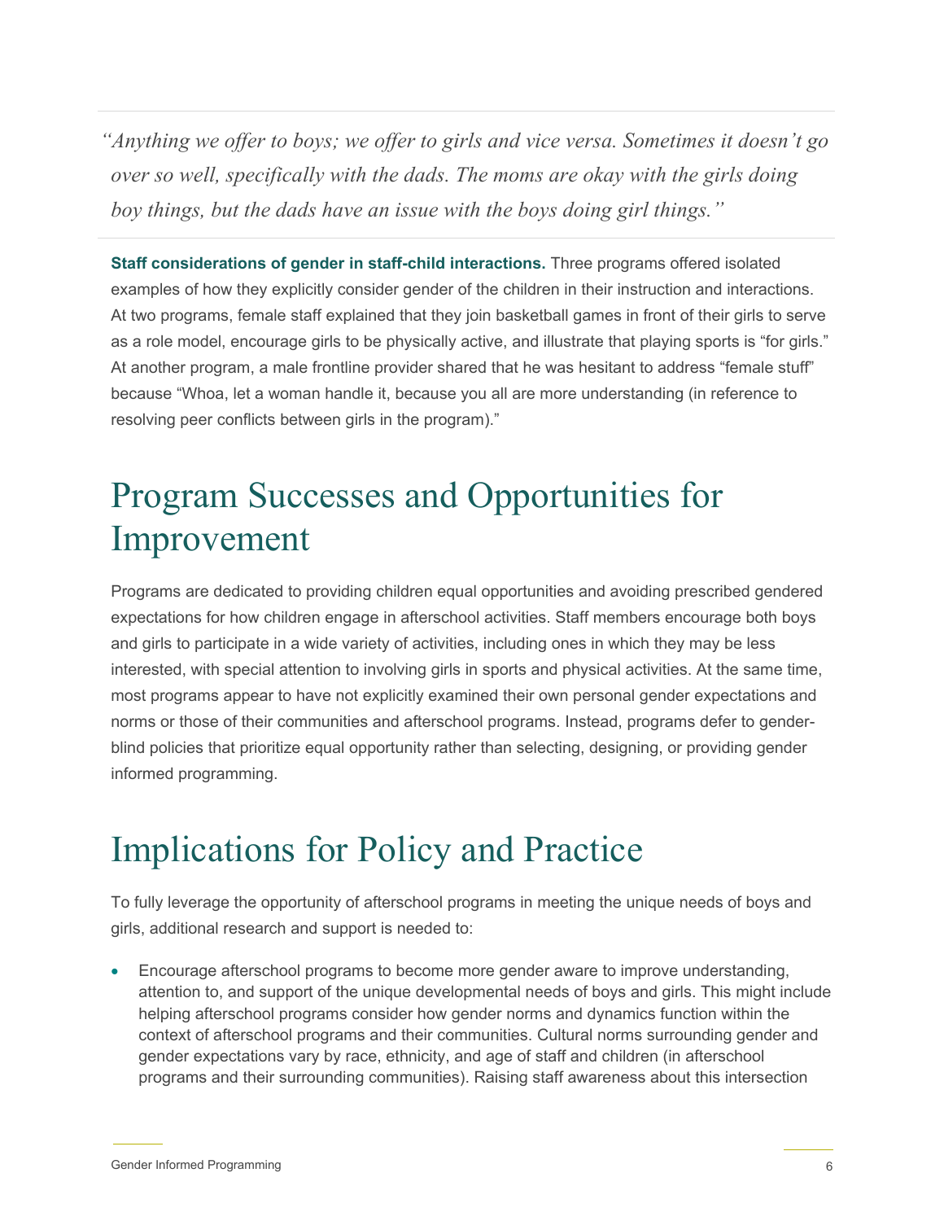> *"Anything we offer to boys; we offer to girls and vice versa. Sometimes it doesn't go over so well, specifically with the dads. The moms are okay with the girls doing boy things, but the dads have an issue with the boys doing girl things."*

**Staff considerations of gender in staff-child interactions.** Three programs offered isolated examples of how they explicitly consider gender of the children in their instruction and interactions. At two programs, female staff explained that they join basketball games in front of their girls to serve as a role model, encourage girls to be physically active, and illustrate that playing sports is "for girls." At another program, a male frontline provider shared that he was hesitant to address "female stuff" because "Whoa, let a woman handle it, because you all are more understanding (in reference to resolving peer conflicts between girls in the program)."

# Program Successes and Opportunities for Improvement

Programs are dedicated to providing children equal opportunities and avoiding prescribed gendered expectations for how children engage in afterschool activities. Staff members encourage both boys and girls to participate in a wide variety of activities, including ones in which they may be less interested, with special attention to involving girls in sports and physical activities. At the same time, most programs appear to have not explicitly examined their own personal gender expectations and norms or those of their communities and afterschool programs. Instead, programs defer to gender-blind policies that prioritize equal opportunity rather than selecting, designing, or providing gender informed programming.

# Implications for Policy and Practice

To fully leverage the opportunity of afterschool programs in meeting the unique needs of boys and girls, additional research and support is needed to:

- Encourage afterschool programs to become more gender aware to improve understanding, attention to, and support of the unique developmental needs of boys and girls. This might include helping afterschool programs consider how gender norms and dynamics function within the context of afterschool programs and their communities. Cultural norms surrounding gender and gender expectations vary by race, ethnicity, and age of staff and children (in afterschool programs and their surrounding communities). Raising staff awareness about this intersection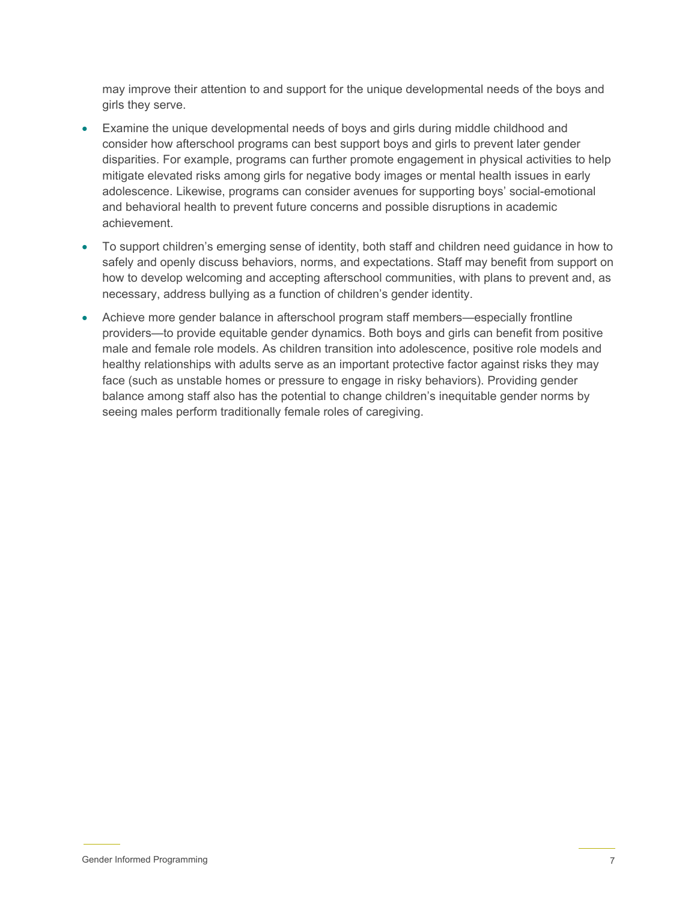may improve their attention to and support for the unique developmental needs of the boys and girls they serve.

- Examine the unique developmental needs of boys and girls during middle childhood and consider how afterschool programs can best support boys and girls to prevent later gender disparities. For example, programs can further promote engagement in physical activities to help mitigate elevated risks among girls for negative body images or mental health issues in early adolescence. Likewise, programs can consider avenues for supporting boys' social-emotional and behavioral health to prevent future concerns and possible disruptions in academic achievement.
- To support children's emerging sense of identity, both staff and children need guidance in how to safely and openly discuss behaviors, norms, and expectations. Staff may benefit from support on how to develop welcoming and accepting afterschool communities, with plans to prevent and, as necessary, address bullying as a function of children's gender identity.
- Achieve more gender balance in afterschool program staff members—especially frontline providers—to provide equitable gender dynamics. Both boys and girls can benefit from positive male and female role models. As children transition into adolescence, positive role models and healthy relationships with adults serve as an important protective factor against risks they may face (such as unstable homes or pressure to engage in risky behaviors). Providing gender balance among staff also has the potential to change children's inequitable gender norms by seeing males perform traditionally female roles of caregiving.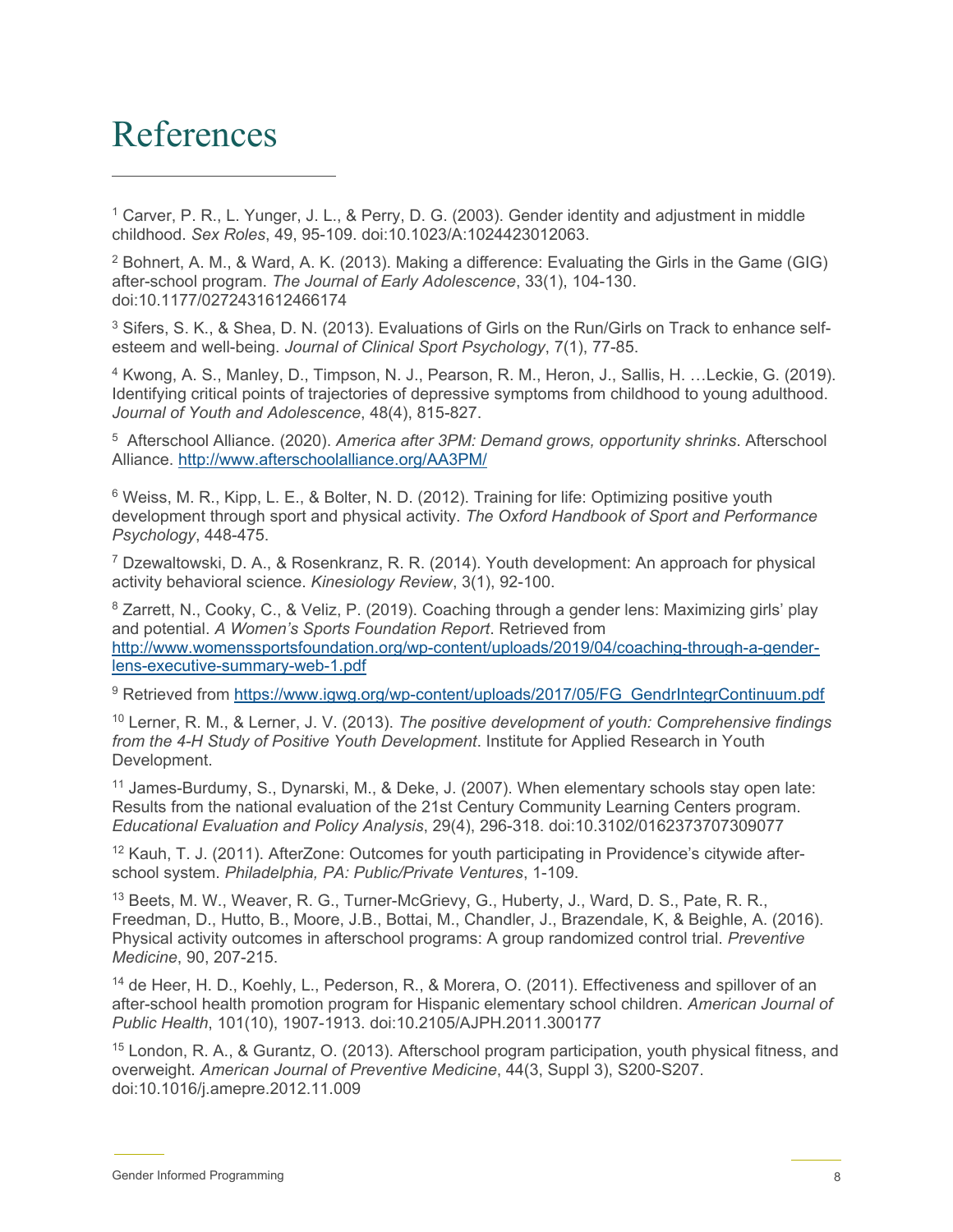# References

[1] Carver, P. R., L. Yunger, J. L., & Perry, D. G. (2003). Gender identity and adjustment in middle childhood. *Sex Roles*, 49, 95-109. doi:10.1023/A:1024423012063.

[2] Bohnert, A. M., & Ward, A. K. (2013). Making a difference: Evaluating the Girls in the Game (GIG) after-school program. *The Journal of Early Adolescence*, 33(1), 104-130. doi:10.1177/0272431612466174

[3] Sifers, S. K., & Shea, D. N. (2013). Evaluations of Girls on the Run/Girls on Track to enhance self-esteem and well-being. *Journal of Clinical Sport Psychology*, 7(1), 77-85.

[4] Kwong, A. S., Manley, D., Timpson, N. J., Pearson, R. M., Heron, J., Sallis, H. …Leckie, G. (2019). Identifying critical points of trajectories of depressive symptoms from childhood to young adulthood. *Journal of Youth and Adolescence*, 48(4), 815-827.

[5] Afterschool Alliance. (2020). *America after 3PM: Demand grows, opportunity shrinks*. Afterschool Alliance. [http://www.afterschoolalliance.org/AA3PM/](http://www.afterschoolalliance.org/AA3PM/)

[6] Weiss, M. R., Kipp, L. E., & Bolter, N. D. (2012). Training for life: Optimizing positive youth development through sport and physical activity. *The Oxford Handbook of Sport and Performance Psychology*, 448-475.

[7] Dzewaltowski, D. A., & Rosenkranz, R. R. (2014). Youth development: An approach for physical activity behavioral science. *Kinesiology Review*, 3(1), 92-100.

[8] Zarrett, N., Cooky, C., & Veliz, P. (2019). Coaching through a gender lens: Maximizing girls' play and potential. *A Women's Sports Foundation Report*. Retrieved from [http://www.womenssportsfoundation.org/wp-content/uploads/2019/04/coaching-through-a-gender-lens-executive-summary-web-1.pdf](http://www.womenssportsfoundation.org/wp-content/uploads/2019/04/coaching-through-a-gender-lens-executive-summary-web-1.pdf)

[9] Retrieved from [https://www.igwg.org/wp-content/uploads/2017/05/FG_GendrIntegrContinuum.pdf](https://www.igwg.org/wp-content/uploads/2017/05/FG_GendrIntegrContinuum.pdf)

[10] Lerner, R. M., & Lerner, J. V. (2013). *The positive development of youth: Comprehensive findings from the 4-H Study of Positive Youth Development*. Institute for Applied Research in Youth Development.

[11] James-Burdumy, S., Dynarski, M., & Deke, J. (2007). When elementary schools stay open late: Results from the national evaluation of the 21st Century Community Learning Centers program. *Educational Evaluation and Policy Analysis*, 29(4), 296-318. doi:10.3102/0162373707309077

[12] Kauh, T. J. (2011). AfterZone: Outcomes for youth participating in Providence's citywide after-school system. *Philadelphia, PA: Public/Private Ventures*, 1-109.

[13] Beets, M. W., Weaver, R. G., Turner-McGrievy, G., Huberty, J., Ward, D. S., Pate, R. R., Freedman, D., Hutto, B., Moore, J.B., Bottai, M., Chandler, J., Brazendale, K, & Beighle, A. (2016). Physical activity outcomes in afterschool programs: A group randomized control trial. *Preventive Medicine*, 90, 207-215.

[14] de Heer, H. D., Koehly, L., Pederson, R., & Morera, O. (2011). Effectiveness and spillover of an after-school health promotion program for Hispanic elementary school children. *American Journal of Public Health*, 101(10), 1907-1913. doi:10.2105/AJPH.2011.300177

[15] London, R. A., & Gurantz, O. (2013). Afterschool program participation, youth physical fitness, and overweight. *American Journal of Preventive Medicine*, 44(3, Suppl 3), S200-S207. doi:10.1016/j.amepre.2012.11.009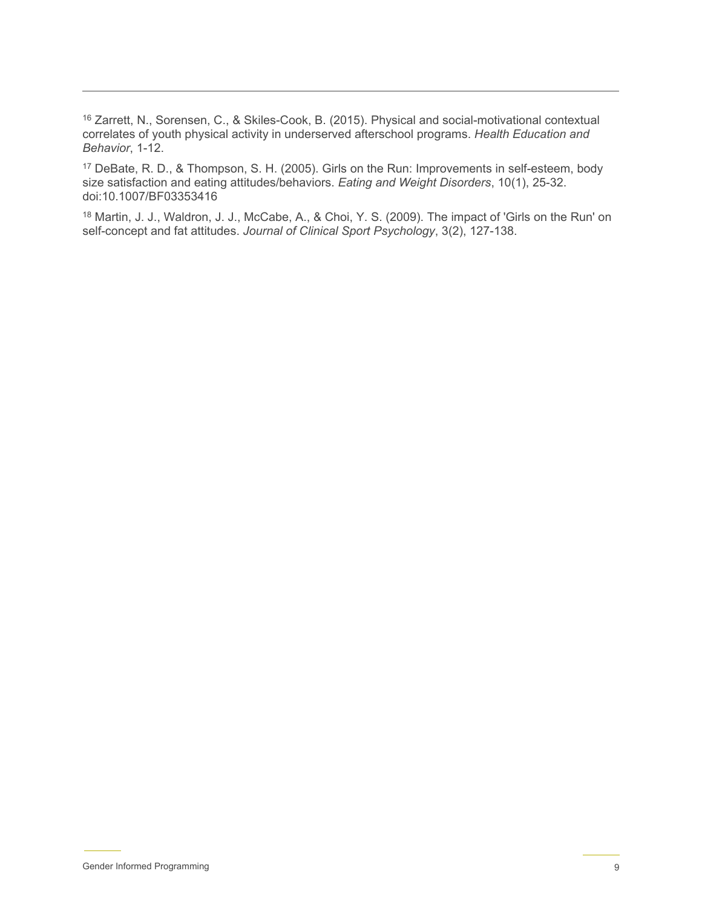[16] Zarrett, N., Sorensen, C., & Skiles-Cook, B. (2015). Physical and social-motivational contextual correlates of youth physical activity in underserved afterschool programs. *Health Education and Behavior*, 1-12.

[17] DeBate, R. D., & Thompson, S. H. (2005). Girls on the Run: Improvements in self-esteem, body size satisfaction and eating attitudes/behaviors. *Eating and Weight Disorders*, 10(1), 25-32. doi:10.1007/BF03353416

[18] Martin, J. J., Waldron, J. J., McCabe, A., & Choi, Y. S. (2009). The impact of 'Girls on the Run' on self-concept and fat attitudes. *Journal of Clinical Sport Psychology*, 3(2), 127-138.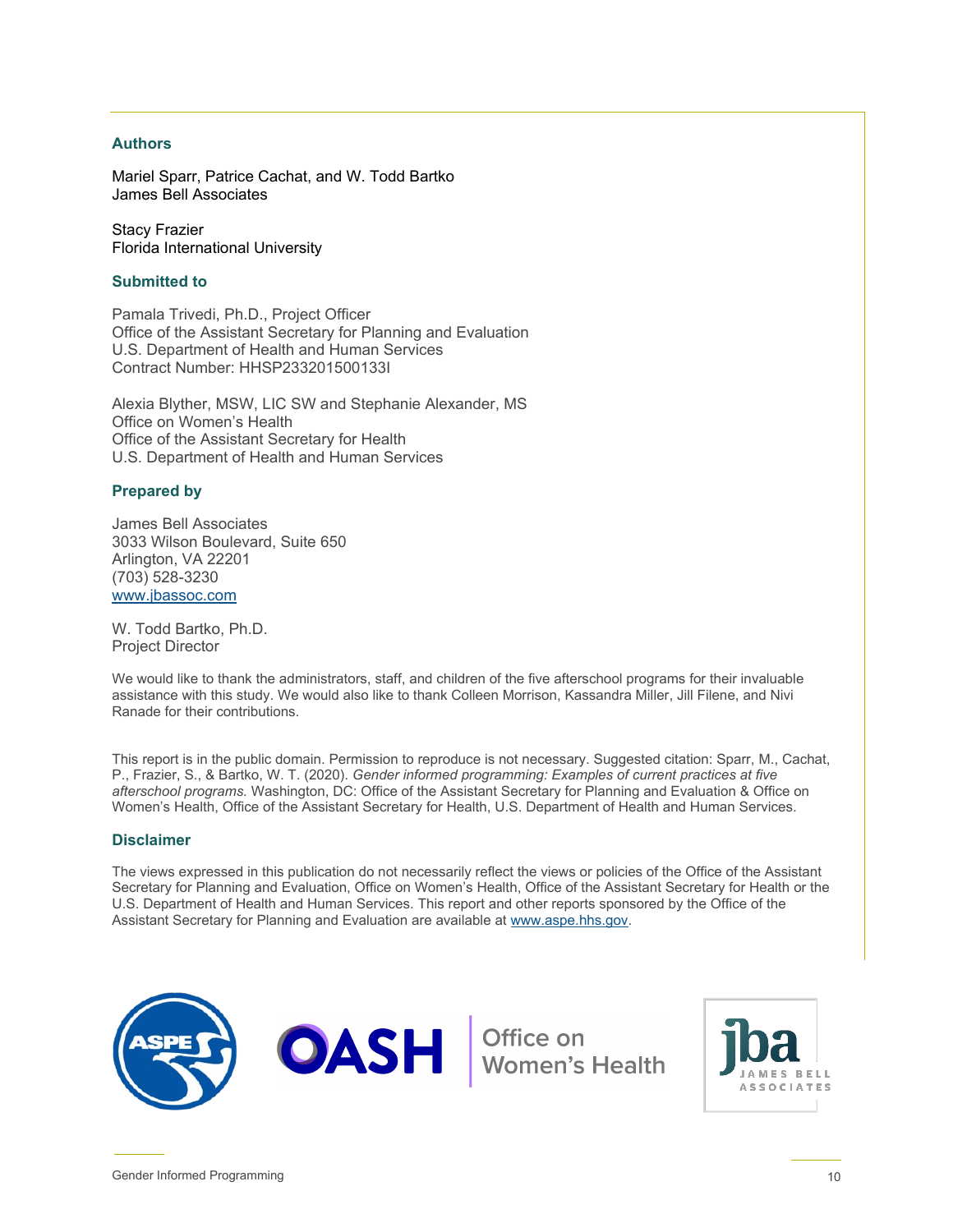## Authors

Mariel Sparr, Patrice Cachat, and W. Todd Bartko
James Bell Associates

Stacy Frazier
Florida International University

## Submitted to

Pamala Trivedi, Ph.D., Project Officer
Office of the Assistant Secretary for Planning and Evaluation
U.S. Department of Health and Human Services
Contract Number: HHSP233201500133I

Alexia Blyther, MSW, LIC SW and Stephanie Alexander, MS
Office on Women's Health
Office of the Assistant Secretary for Health
U.S. Department of Health and Human Services

## Prepared by

James Bell Associates
3033 Wilson Boulevard, Suite 650
Arlington, VA 22201
(703) 528-3230
www.jbassoc.com

W. Todd Bartko, Ph.D.
Project Director

We would like to thank the administrators, staff, and children of the five afterschool programs for their invaluable assistance with this study. We would also like to thank Colleen Morrison, Kassandra Miller, Jill Filene, and Nivi Ranade for their contributions.

This report is in the public domain. Permission to reproduce is not necessary. Suggested citation: Sparr, M., Cachat, P., Frazier, S., & Bartko, W. T. (2020). *Gender informed programming: Examples of current practices at five afterschool programs.* Washington, DC: Office of the Assistant Secretary for Planning and Evaluation & Office on Women's Health, Office of the Assistant Secretary for Health, U.S. Department of Health and Human Services.

## Disclaimer

The views expressed in this publication do not necessarily reflect the views or policies of the Office of the Assistant Secretary for Planning and Evaluation, Office on Women's Health, Office of the Assistant Secretary for Health or the U.S. Department of Health and Human Services. This report and other reports sponsored by the Office of the Assistant Secretary for Planning and Evaluation are available at www.aspe.hhs.gov.